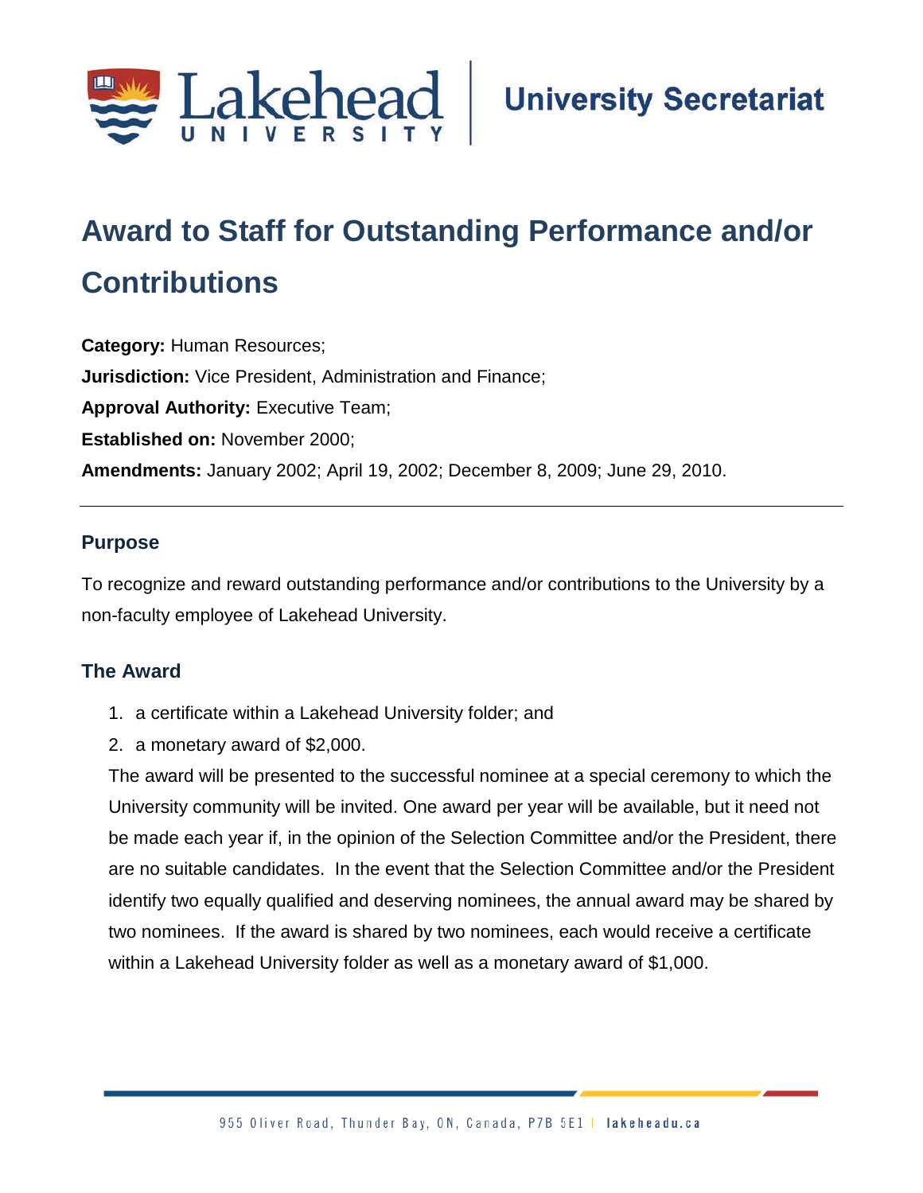# Award to Staff for Outstanding Performance and/or Contributions

**Category:** Human Resources;
**Jurisdiction:** Vice President, Administration and Finance;
**Approval Authority:** Executive Team;
**Established on:** November 2000;
**Amendments:** January 2002; April 19, 2002; December 8, 2009; June 29, 2010.

---

## Purpose

To recognize and reward outstanding performance and/or contributions to the University by a non-faculty employee of Lakehead University.

## The Award

1. a certificate within a Lakehead University folder; and
2. a monetary award of $2,000.

The award will be presented to the successful nominee at a special ceremony to which the University community will be invited. One award per year will be available, but it need not be made each year if, in the opinion of the Selection Committee and/or the President, there are no suitable candidates. In the event that the Selection Committee and/or the President identify two equally qualified and deserving nominees, the annual award may be shared by two nominees. If the award is shared by two nominees, each would receive a certificate within a Lakehead University folder as well as a monetary award of $1,000.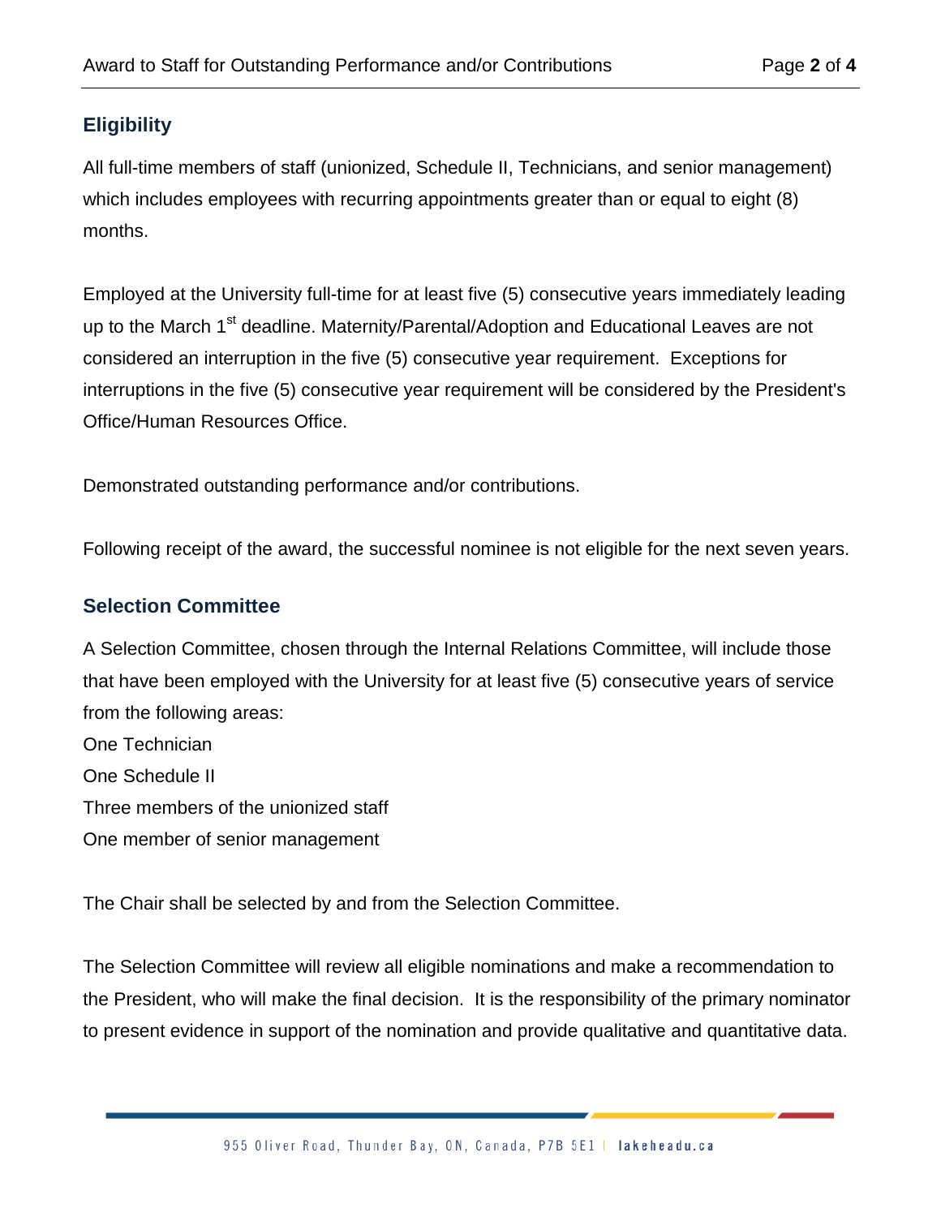## Eligibility

All full-time members of staff (unionized, Schedule II, Technicians, and senior management) which includes employees with recurring appointments greater than or equal to eight (8) months.

Employed at the University full-time for at least five (5) consecutive years immediately leading up to the March 1st deadline. Maternity/Parental/Adoption and Educational Leaves are not considered an interruption in the five (5) consecutive year requirement. Exceptions for interruptions in the five (5) consecutive year requirement will be considered by the President's Office/Human Resources Office.

Demonstrated outstanding performance and/or contributions.

Following receipt of the award, the successful nominee is not eligible for the next seven years.

## Selection Committee

A Selection Committee, chosen through the Internal Relations Committee, will include those that have been employed with the University for at least five (5) consecutive years of service from the following areas:

One Technician
One Schedule II
Three members of the unionized staff
One member of senior management

The Chair shall be selected by and from the Selection Committee.

The Selection Committee will review all eligible nominations and make a recommendation to the President, who will make the final decision. It is the responsibility of the primary nominator to present evidence in support of the nomination and provide qualitative and quantitative data.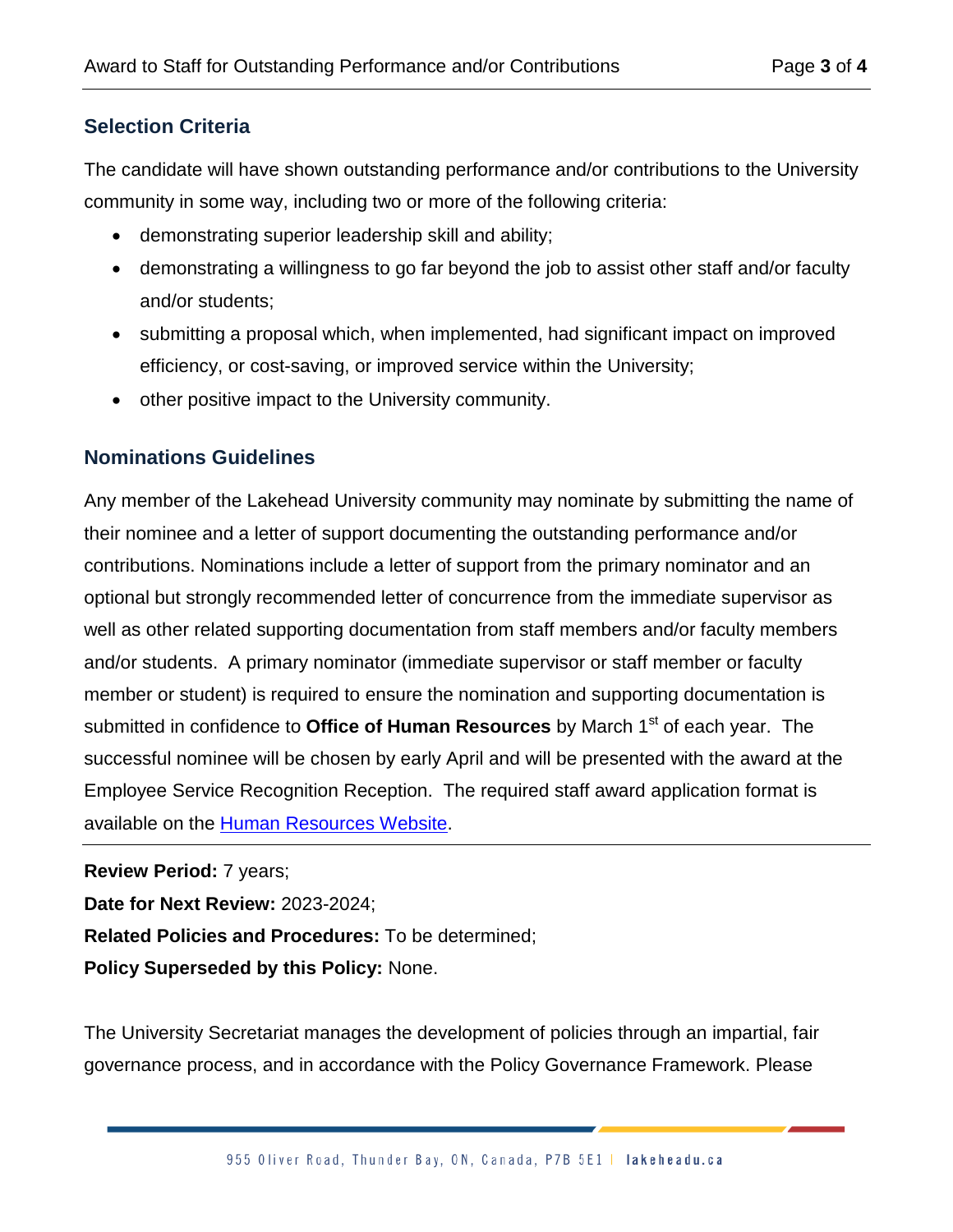## Selection Criteria

The candidate will have shown outstanding performance and/or contributions to the University community in some way, including two or more of the following criteria:

- demonstrating superior leadership skill and ability;
- demonstrating a willingness to go far beyond the job to assist other staff and/or faculty and/or students;
- submitting a proposal which, when implemented, had significant impact on improved efficiency, or cost-saving, or improved service within the University;
- other positive impact to the University community.

## Nominations Guidelines

Any member of the Lakehead University community may nominate by submitting the name of their nominee and a letter of support documenting the outstanding performance and/or contributions. Nominations include a letter of support from the primary nominator and an optional but strongly recommended letter of concurrence from the immediate supervisor as well as other related supporting documentation from staff members and/or faculty members and/or students. A primary nominator (immediate supervisor or staff member or faculty member or student) is required to ensure the nomination and supporting documentation is submitted in confidence to **Office of Human Resources** by March 1st of each year. The successful nominee will be chosen by early April and will be presented with the award at the Employee Service Recognition Reception. The required staff award application format is available on the [Human Resources Website](Human Resources Website).

---

**Review Period:** 7 years;
**Date for Next Review:** 2023-2024;
**Related Policies and Procedures:** To be determined;
**Policy Superseded by this Policy:** None.

The University Secretariat manages the development of policies through an impartial, fair governance process, and in accordance with the Policy Governance Framework. Please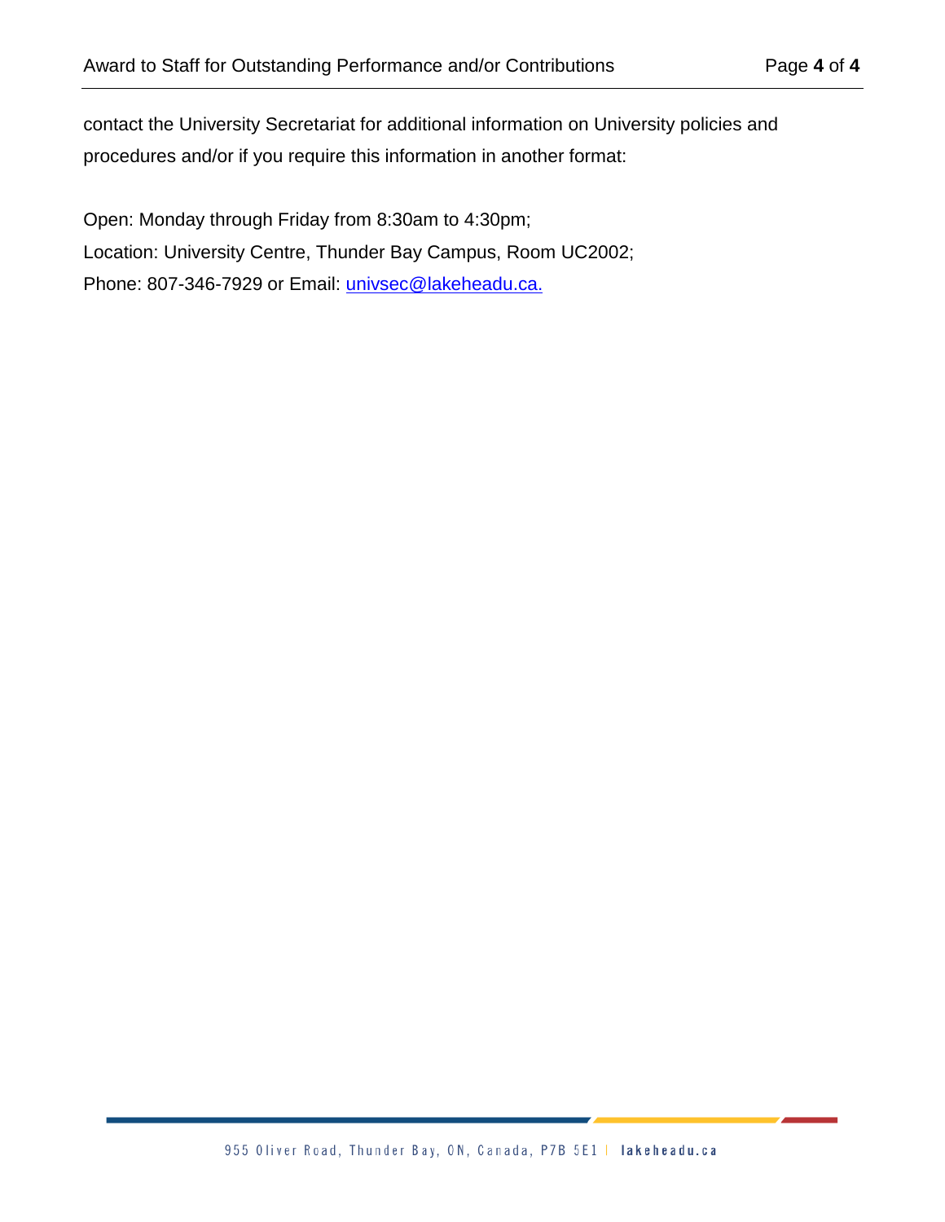contact the University Secretariat for additional information on University policies and procedures and/or if you require this information in another format:

Open: Monday through Friday from 8:30am to 4:30pm;
Location: University Centre, Thunder Bay Campus, Room UC2002;
Phone: 807-346-7929 or Email: univsec@lakeheadu.ca.